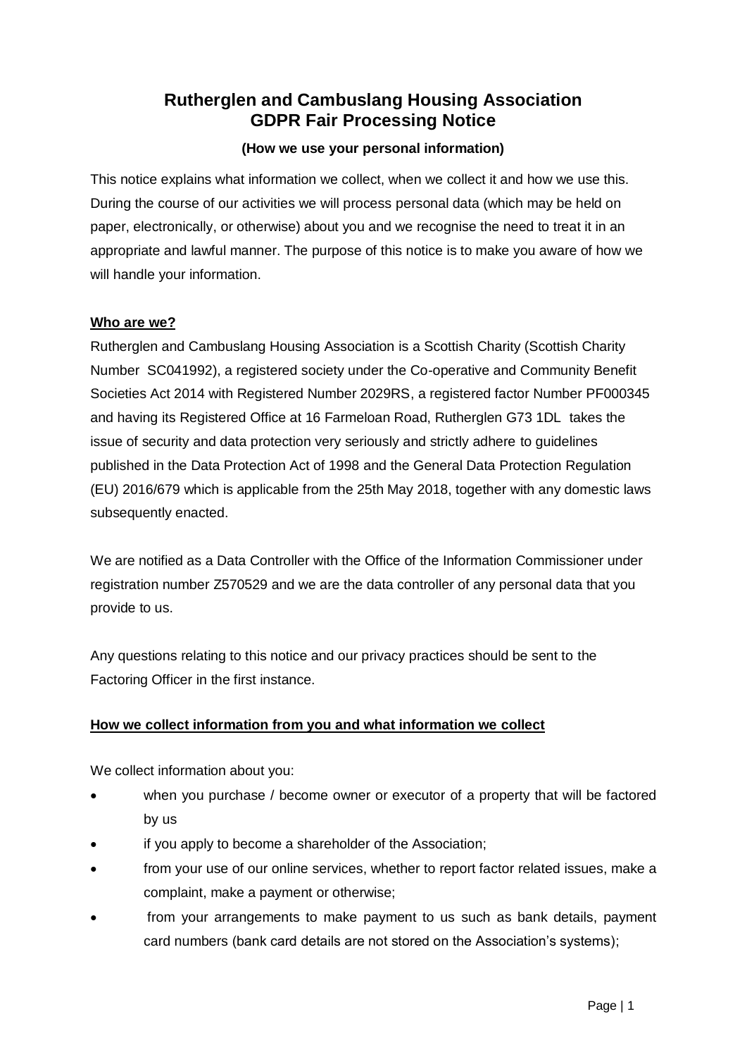# Rutherglen and Cambuslang Housing Association
# GDPR Fair Processing Notice

**(How we use your personal information)**

This notice explains what information we collect, when we collect it and how we use this. During the course of our activities we will process personal data (which may be held on paper, electronically, or otherwise) about you and we recognise the need to treat it in an appropriate and lawful manner. The purpose of this notice is to make you aware of how we will handle your information.

## Who are we?

Rutherglen and Cambuslang Housing Association is a Scottish Charity (Scottish Charity Number SC041992), a registered society under the Co-operative and Community Benefit Societies Act 2014 with Registered Number 2029RS, a registered factor Number PF000345 and having its Registered Office at 16 Farmeloan Road, Rutherglen G73 1DL takes the issue of security and data protection very seriously and strictly adhere to guidelines published in the Data Protection Act of 1998 and the General Data Protection Regulation (EU) 2016/679 which is applicable from the 25th May 2018, together with any domestic laws subsequently enacted.

We are notified as a Data Controller with the Office of the Information Commissioner under registration number Z570529 and we are the data controller of any personal data that you provide to us.

Any questions relating to this notice and our privacy practices should be sent to the Factoring Officer in the first instance.

## How we collect information from you and what information we collect

We collect information about you:

- when you purchase / become owner or executor of a property that will be factored by us
- if you apply to become a shareholder of the Association;
- from your use of our online services, whether to report factor related issues, make a complaint, make a payment or otherwise;
- from your arrangements to make payment to us such as bank details, payment card numbers (bank card details are not stored on the Association's systems);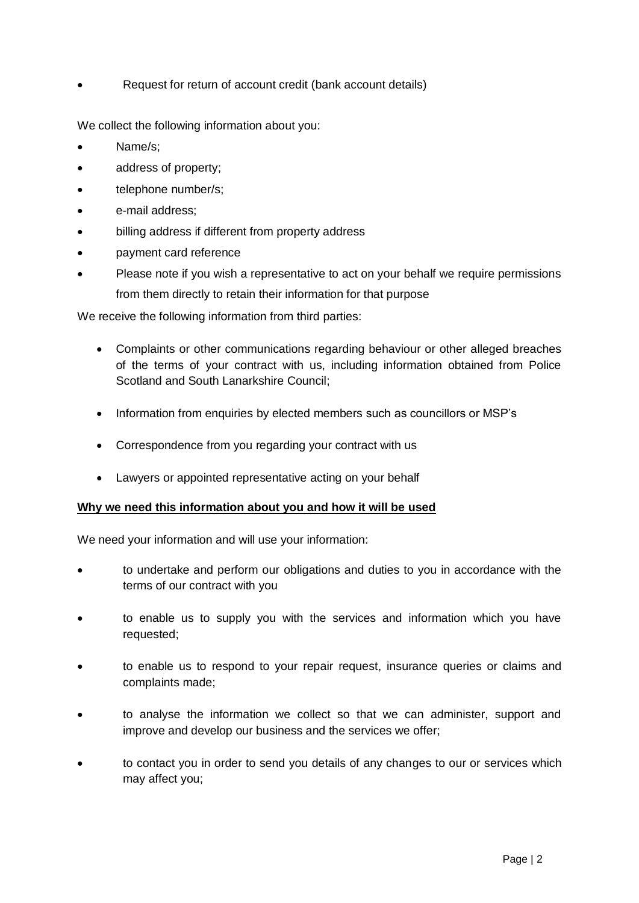- Request for return of account credit (bank account details)

We collect the following information about you:

- Name/s;
- address of property;
- telephone number/s;
- e-mail address;
- billing address if different from property address
- payment card reference
- Please note if you wish a representative to act on your behalf we require permissions from them directly to retain their information for that purpose

We receive the following information from third parties:

- Complaints or other communications regarding behaviour or other alleged breaches of the terms of your contract with us, including information obtained from Police Scotland and South Lanarkshire Council;
- Information from enquiries by elected members such as councillors or MSP's
- Correspondence from you regarding your contract with us
- Lawyers or appointed representative acting on your behalf

**Why we need this information about you and how it will be used**

We need your information and will use your information:

- to undertake and perform our obligations and duties to you in accordance with the terms of our contract with you
- to enable us to supply you with the services and information which you have requested;
- to enable us to respond to your repair request, insurance queries or claims and complaints made;
- to analyse the information we collect so that we can administer, support and improve and develop our business and the services we offer;
- to contact you in order to send you details of any changes to our or services which may affect you;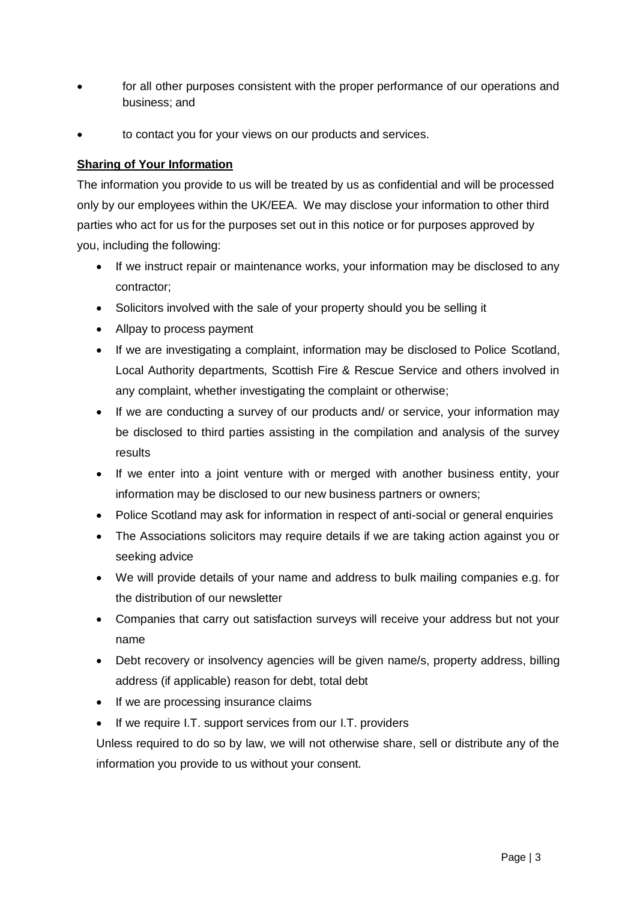- for all other purposes consistent with the proper performance of our operations and business; and
- to contact you for your views on our products and services.

**Sharing of Your Information**

The information you provide to us will be treated by us as confidential and will be processed only by our employees within the UK/EEA. We may disclose your information to other third parties who act for us for the purposes set out in this notice or for purposes approved by you, including the following:

- If we instruct repair or maintenance works, your information may be disclosed to any contractor;
- Solicitors involved with the sale of your property should you be selling it
- Allpay to process payment
- If we are investigating a complaint, information may be disclosed to Police Scotland, Local Authority departments, Scottish Fire & Rescue Service and others involved in any complaint, whether investigating the complaint or otherwise;
- If we are conducting a survey of our products and/ or service, your information may be disclosed to third parties assisting in the compilation and analysis of the survey results
- If we enter into a joint venture with or merged with another business entity, your information may be disclosed to our new business partners or owners;
- Police Scotland may ask for information in respect of anti-social or general enquiries
- The Associations solicitors may require details if we are taking action against you or seeking advice
- We will provide details of your name and address to bulk mailing companies e.g. for the distribution of our newsletter
- Companies that carry out satisfaction surveys will receive your address but not your name
- Debt recovery or insolvency agencies will be given name/s, property address, billing address (if applicable) reason for debt, total debt
- If we are processing insurance claims
- If we require I.T. support services from our I.T. providers

Unless required to do so by law, we will not otherwise share, sell or distribute any of the information you provide to us without your consent.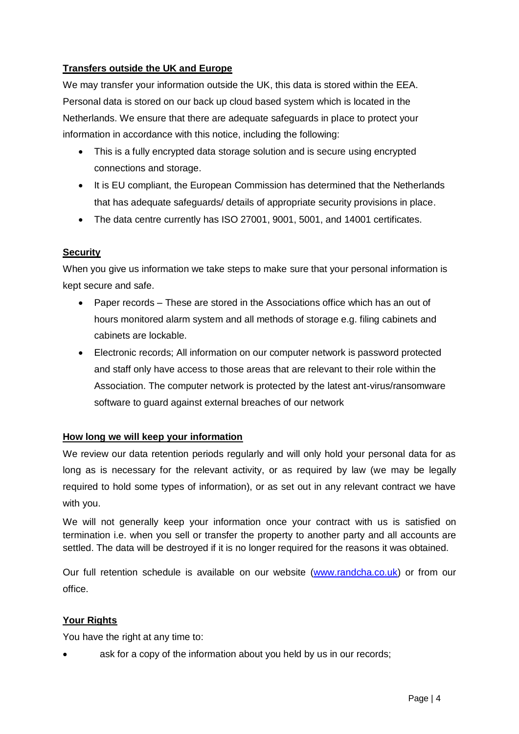**Transfers outside the UK and Europe**

We may transfer your information outside the UK, this data is stored within the EEA. Personal data is stored on our back up cloud based system which is located in the Netherlands. We ensure that there are adequate safeguards in place to protect your information in accordance with this notice, including the following:

- This is a fully encrypted data storage solution and is secure using encrypted connections and storage.
- It is EU compliant, the European Commission has determined that the Netherlands that has adequate safeguards/ details of appropriate security provisions in place.
- The data centre currently has ISO 27001, 9001, 5001, and 14001 certificates.

**Security**

When you give us information we take steps to make sure that your personal information is kept secure and safe.

- Paper records – These are stored in the Associations office which has an out of hours monitored alarm system and all methods of storage e.g. filing cabinets and cabinets are lockable.
- Electronic records; All information on our computer network is password protected and staff only have access to those areas that are relevant to their role within the Association. The computer network is protected by the latest ant-virus/ransomware software to guard against external breaches of our network

**How long we will keep your information**

We review our data retention periods regularly and will only hold your personal data for as long as is necessary for the relevant activity, or as required by law (we may be legally required to hold some types of information), or as set out in any relevant contract we have with you.

We will not generally keep your information once your contract with us is satisfied on termination i.e. when you sell or transfer the property to another party and all accounts are settled. The data will be destroyed if it is no longer required for the reasons it was obtained.

Our full retention schedule is available on our website ([www.randcha.co.uk](http://www.randcha.co.uk)) or from our office.

**Your Rights**

You have the right at any time to:

- ask for a copy of the information about you held by us in our records;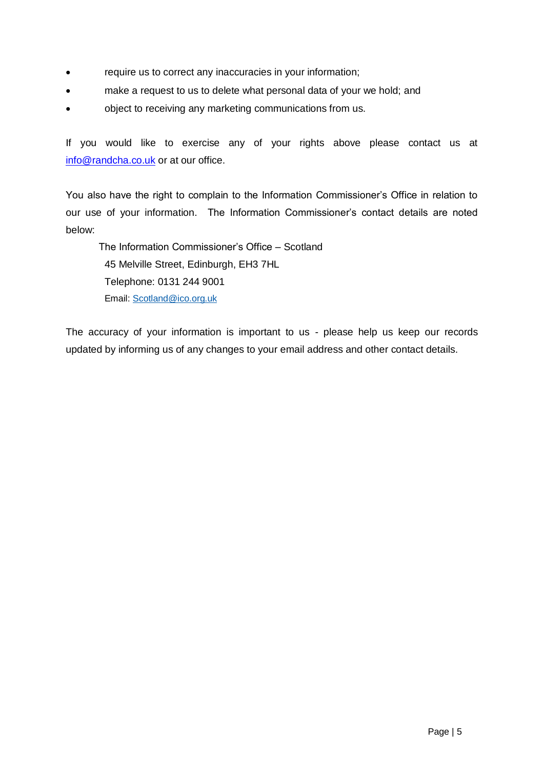- require us to correct any inaccuracies in your information;
- make a request to us to delete what personal data of your we hold; and
- object to receiving any marketing communications from us.

If you would like to exercise any of your rights above please contact us at info@randcha.co.uk or at our office.

You also have the right to complain to the Information Commissioner's Office in relation to our use of your information. The Information Commissioner's contact details are noted below:

The Information Commissioner's Office – Scotland
45 Melville Street, Edinburgh, EH3 7HL
Telephone: 0131 244 9001
Email: Scotland@ico.org.uk

The accuracy of your information is important to us - please help us keep our records updated by informing us of any changes to your email address and other contact details.